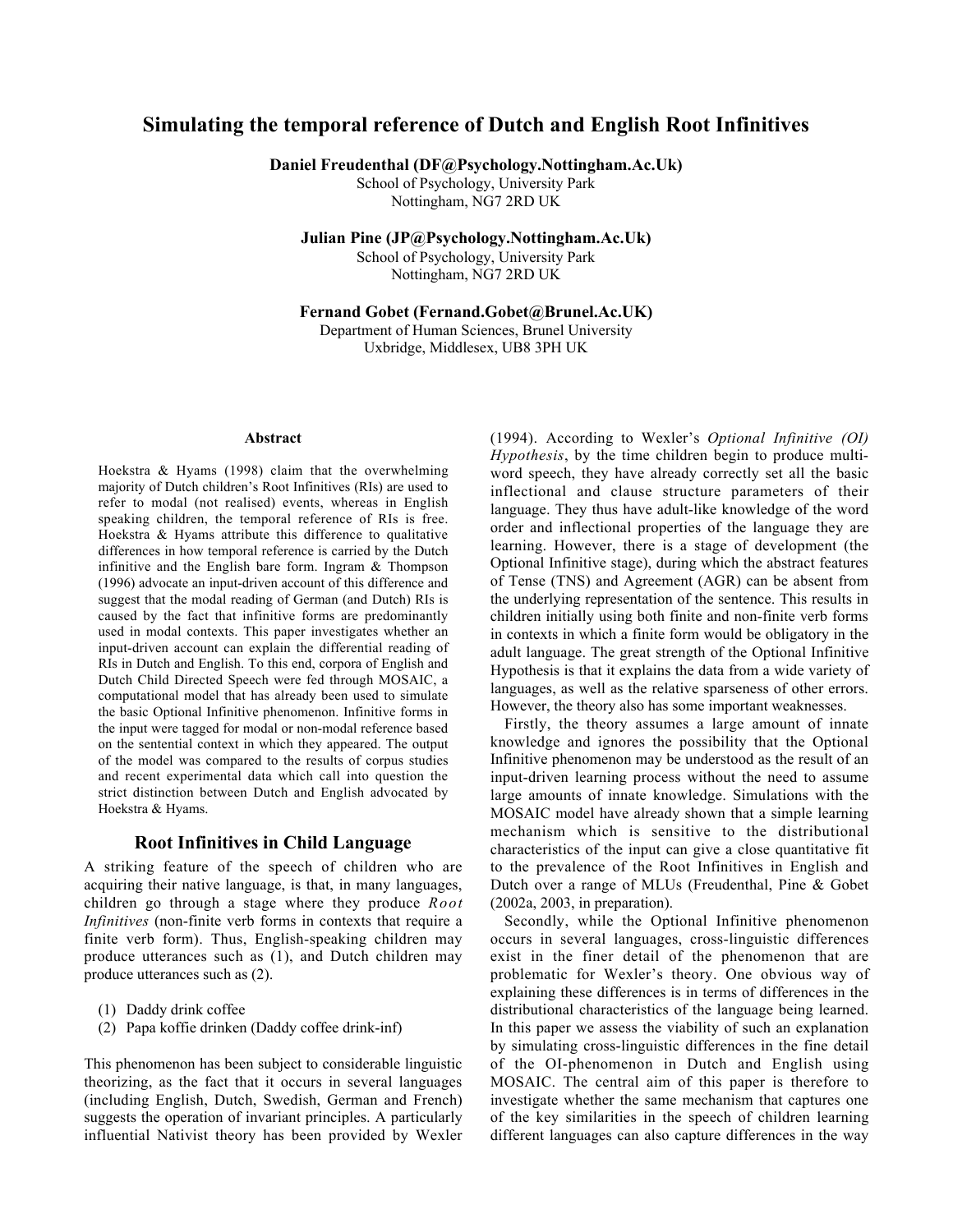# Simulating the temporal reference of Dutch and English Root Infinitives

**Daniel Freudenthal (DF@Psychology.Nottingham.Ac.Uk)**
School of Psychology, University Park
Nottingham, NG7 2RD UK

**Julian Pine (JP@Psychology.Nottingham.Ac.Uk)**
School of Psychology, University Park
Nottingham, NG7 2RD UK

**Fernand Gobet (Fernand.Gobet@Brunel.Ac.UK)**
Department of Human Sciences, Brunel University
Uxbridge, Middlesex, UB8 3PH UK

### Abstract

Hoekstra & Hyams (1998) claim that the overwhelming majority of Dutch children's Root Infinitives (RIs) are used to refer to modal (not realised) events, whereas in English speaking children, the temporal reference of RIs is free. Hoekstra & Hyams attribute this difference to qualitative differences in how temporal reference is carried by the Dutch infinitive and the English bare form. Ingram & Thompson (1996) advocate an input-driven account of this difference and suggest that the modal reading of German (and Dutch) RIs is caused by the fact that infinitive forms are predominantly used in modal contexts. This paper investigates whether an input-driven account can explain the differential reading of RIs in Dutch and English. To this end, corpora of English and Dutch Child Directed Speech were fed through MOSAIC, a computational model that has already been used to simulate the basic Optional Infinitive phenomenon. Infinitive forms in the input were tagged for modal or non-modal reference based on the sentential context in which they appeared. The output of the model was compared to the results of corpus studies and recent experimental data which call into question the strict distinction between Dutch and English advocated by Hoekstra & Hyams.

## Root Infinitives in Child Language

A striking feature of the speech of children who are acquiring their native language, is that, in many languages, children go through a stage where they produce *Root Infinitives* (non-finite verb forms in contexts that require a finite verb form). Thus, English-speaking children may produce utterances such as (1), and Dutch children may produce utterances such as (2).

(1) Daddy drink coffee
(2) Papa koffie drinken (Daddy coffee drink-inf)

This phenomenon has been subject to considerable linguistic theorizing, as the fact that it occurs in several languages (including English, Dutch, Swedish, German and French) suggests the operation of invariant principles. A particularly influential Nativist theory has been provided by Wexler (1994). According to Wexler's *Optional Infinitive (OI) Hypothesis*, by the time children begin to produce multi-word speech, they have already correctly set all the basic inflectional and clause structure parameters of their language. They thus have adult-like knowledge of the word order and inflectional properties of the language they are learning. However, there is a stage of development (the Optional Infinitive stage), during which the abstract features of Tense (TNS) and Agreement (AGR) can be absent from the underlying representation of the sentence. This results in children initially using both finite and non-finite verb forms in contexts in which a finite form would be obligatory in the adult language. The great strength of the Optional Infinitive Hypothesis is that it explains the data from a wide variety of languages, as well as the relative sparseness of other errors. However, the theory also has some important weaknesses.

Firstly, the theory assumes a large amount of innate knowledge and ignores the possibility that the Optional Infinitive phenomenon may be understood as the result of an input-driven learning process without the need to assume large amounts of innate knowledge. Simulations with the MOSAIC model have already shown that a simple learning mechanism which is sensitive to the distributional characteristics of the input can give a close quantitative fit to the prevalence of the Root Infinitives in English and Dutch over a range of MLUs (Freudenthal, Pine & Gobet (2002a, 2003, in preparation).

Secondly, while the Optional Infinitive phenomenon occurs in several languages, cross-linguistic differences exist in the finer detail of the phenomenon that are problematic for Wexler's theory. One obvious way of explaining these differences is in terms of differences in the distributional characteristics of the language being learned. In this paper we assess the viability of such an explanation by simulating cross-linguistic differences in the fine detail of the OI-phenomenon in Dutch and English using MOSAIC. The central aim of this paper is therefore to investigate whether the same mechanism that captures one of the key similarities in the speech of children learning different languages can also capture differences in the way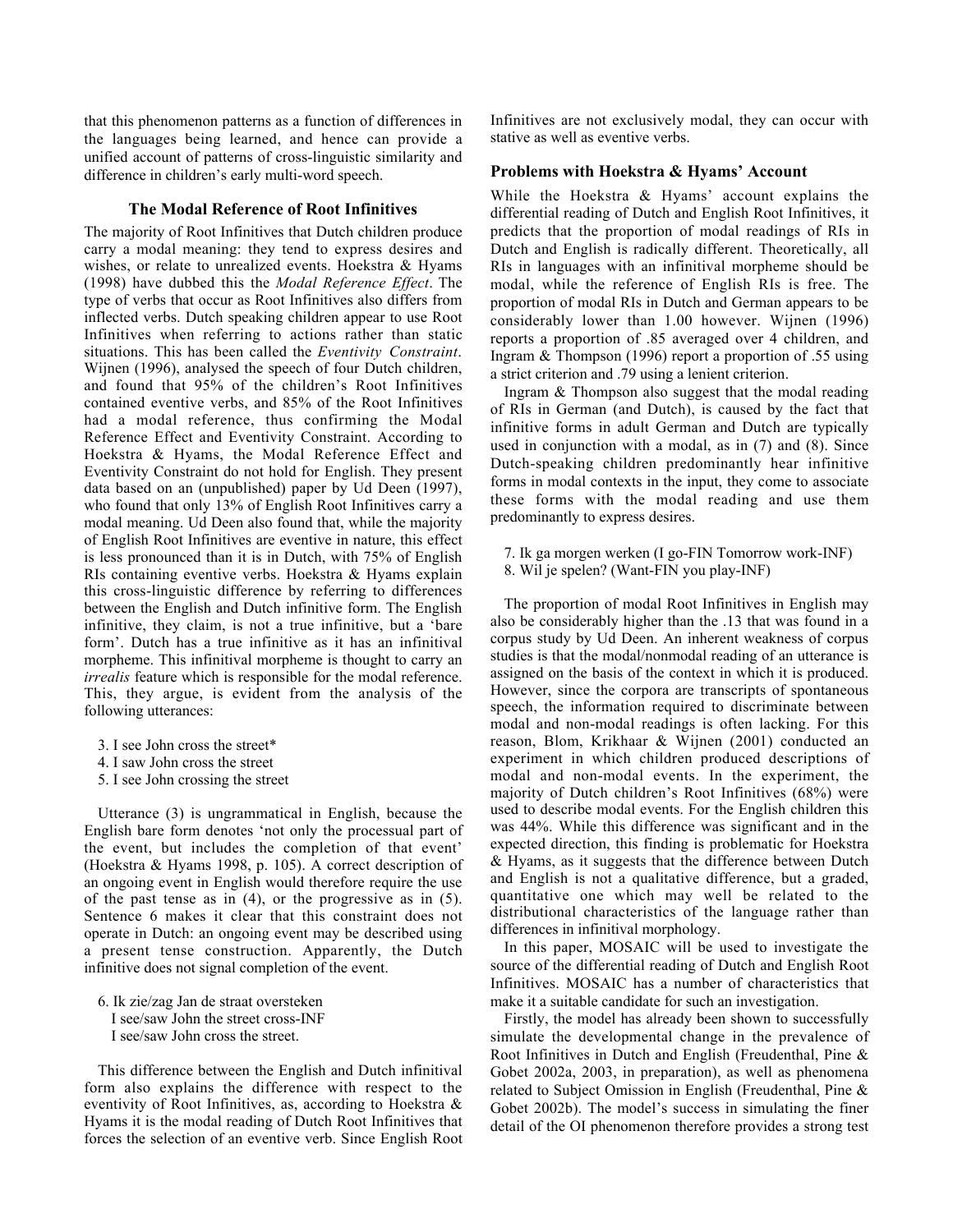that this phenomenon patterns as a function of differences in the languages being learned, and hence can provide a unified account of patterns of cross-linguistic similarity and difference in children's early multi-word speech.

## The Modal Reference of Root Infinitives

The majority of Root Infinitives that Dutch children produce carry a modal meaning: they tend to express desires and wishes, or relate to unrealized events. Hoekstra & Hyams (1998) have dubbed this the *Modal Reference Effect*. The type of verbs that occur as Root Infinitives also differs from inflected verbs. Dutch speaking children appear to use Root Infinitives when referring to actions rather than static situations. This has been called the *Eventivity Constraint*. Wijnen (1996), analysed the speech of four Dutch children, and found that 95% of the children's Root Infinitives contained eventive verbs, and 85% of the Root Infinitives had a modal reference, thus confirming the Modal Reference Effect and Eventivity Constraint. According to Hoekstra & Hyams, the Modal Reference Effect and Eventivity Constraint do not hold for English. They present data based on an (unpublished) paper by Ud Deen (1997), who found that only 13% of English Root Infinitives carry a modal meaning. Ud Deen also found that, while the majority of English Root Infinitives are eventive in nature, this effect is less pronounced than it is in Dutch, with 75% of English RIs containing eventive verbs. Hoekstra & Hyams explain this cross-linguistic difference by referring to differences between the English and Dutch infinitive form. The English infinitive, they claim, is not a true infinitive, but a 'bare form'. Dutch has a true infinitive as it has an infinitival morpheme. This infinitival morpheme is thought to carry an *irrealis* feature which is responsible for the modal reference. This, they argue, is evident from the analysis of the following utterances:

3. I see John cross the street*
4. I saw John cross the street
5. I see John crossing the street

Utterance (3) is ungrammatical in English, because the English bare form denotes 'not only the processual part of the event, but includes the completion of that event' (Hoekstra & Hyams 1998, p. 105). A correct description of an ongoing event in English would therefore require the use of the past tense as in (4), or the progressive as in (5). Sentence 6 makes it clear that this constraint does not operate in Dutch: an ongoing event may be described using a present tense construction. Apparently, the Dutch infinitive does not signal completion of the event.

6. Ik zie/zag Jan de straat oversteken
   I see/saw John the street cross-INF
   I see/saw John cross the street.

This difference between the English and Dutch infinitival form also explains the difference with respect to the eventivity of Root Infinitives, as, according to Hoekstra & Hyams it is the modal reading of Dutch Root Infinitives that forces the selection of an eventive verb. Since English Root Infinitives are not exclusively modal, they can occur with stative as well as eventive verbs.

### Problems with Hoekstra & Hyams' Account

While the Hoekstra & Hyams' account explains the differential reading of Dutch and English Root Infinitives, it predicts that the proportion of modal readings of RIs in Dutch and English is radically different. Theoretically, all RIs in languages with an infinitival morpheme should be modal, while the reference of English RIs is free. The proportion of modal RIs in Dutch and German appears to be considerably lower than 1.00 however. Wijnen (1996) reports a proportion of .85 averaged over 4 children, and Ingram & Thompson (1996) report a proportion of .55 using a strict criterion and .79 using a lenient criterion.

Ingram & Thompson also suggest that the modal reading of RIs in German (and Dutch), is caused by the fact that infinitive forms in adult German and Dutch are typically used in conjunction with a modal, as in (7) and (8). Since Dutch-speaking children predominantly hear infinitive forms in modal contexts in the input, they come to associate these forms with the modal reading and use them predominantly to express desires.

7. Ik ga morgen werken (I go-FIN Tomorrow work-INF)
8. Wil je spelen? (Want-FIN you play-INF)

The proportion of modal Root Infinitives in English may also be considerably higher than the .13 that was found in a corpus study by Ud Deen. An inherent weakness of corpus studies is that the modal/nonmodal reading of an utterance is assigned on the basis of the context in which it is produced. However, since the corpora are transcripts of spontaneous speech, the information required to discriminate between modal and non-modal readings is often lacking. For this reason, Blom, Krikhaar & Wijnen (2001) conducted an experiment in which children produced descriptions of modal and non-modal events. In the experiment, the majority of Dutch children's Root Infinitives (68%) were used to describe modal events. For the English children this was 44%. While this difference was significant and in the expected direction, this finding is problematic for Hoekstra & Hyams, as it suggests that the difference between Dutch and English is not a qualitative difference, but a graded, quantitative one which may well be related to the distributional characteristics of the language rather than differences in infinitival morphology.

In this paper, MOSAIC will be used to investigate the source of the differential reading of Dutch and English Root Infinitives. MOSAIC has a number of characteristics that make it a suitable candidate for such an investigation.

Firstly, the model has already been shown to successfully simulate the developmental change in the prevalence of Root Infinitives in Dutch and English (Freudenthal, Pine & Gobet 2002a, 2003, in preparation), as well as phenomena related to Subject Omission in English (Freudenthal, Pine & Gobet 2002b). The model's success in simulating the finer detail of the OI phenomenon therefore provides a strong test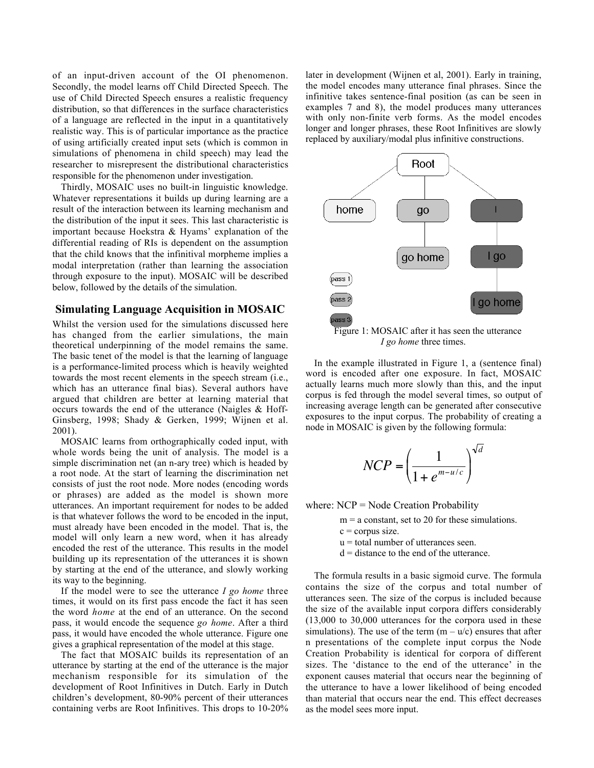of an input-driven account of the OI phenomenon. Secondly, the model learns off Child Directed Speech. The use of Child Directed Speech ensures a realistic frequency distribution, so that differences in the surface characteristics of a language are reflected in the input in a quantitatively realistic way. This is of particular importance as the practice of using artificially created input sets (which is common in simulations of phenomena in child speech) may lead the researcher to misrepresent the distributional characteristics responsible for the phenomenon under investigation.

Thirdly, MOSAIC uses no built-in linguistic knowledge. Whatever representations it builds up during learning are a result of the interaction between its learning mechanism and the distribution of the input it sees. This last characteristic is important because Hoekstra & Hyams' explanation of the differential reading of RIs is dependent on the assumption that the child knows that the infinitival morpheme implies a modal interpretation (rather than learning the association through exposure to the input). MOSAIC will be described below, followed by the details of the simulation.

## Simulating Language Acquisition in MOSAIC

Whilst the version used for the simulations discussed here has changed from the earlier simulations, the main theoretical underpinning of the model remains the same. The basic tenet of the model is that the learning of language is a performance-limited process which is heavily weighted towards the most recent elements in the speech stream (i.e., which has an utterance final bias). Several authors have argued that children are better at learning material that occurs towards the end of the utterance (Naigles & Hoff-Ginsberg, 1998; Shady & Gerken, 1999; Wijnen et al. 2001).

MOSAIC learns from orthographically coded input, with whole words being the unit of analysis. The model is a simple discrimination net (an n-ary tree) which is headed by a root node. At the start of learning the discrimination net consists of just the root node. More nodes (encoding words or phrases) are added as the model is shown more utterances. An important requirement for nodes to be added is that whatever follows the word to be encoded in the input, must already have been encoded in the model. That is, the model will only learn a new word, when it has already encoded the rest of the utterance. This results in the model building up its representation of the utterances it is shown by starting at the end of the utterance, and slowly working its way to the beginning.

If the model were to see the utterance *I go home* three times, it would on its first pass encode the fact it has seen the word *home* at the end of an utterance. On the second pass, it would encode the sequence *go home*. After a third pass, it would have encoded the whole utterance. Figure one gives a graphical representation of the model at this stage.

The fact that MOSAIC builds its representation of an utterance by starting at the end of the utterance is the major mechanism responsible for its simulation of the development of Root Infinitives in Dutch. Early in Dutch children's development, 80-90% percent of their utterances containing verbs are Root Infinitives. This drops to 10-20% later in development (Wijnen et al, 2001). Early in training, the model encodes many utterance final phrases. Since the infinitive takes sentence-final position (as can be seen in examples 7 and 8), the model produces many utterances with only non-finite verb forms. As the model encodes longer and longer phrases, these Root Infinitives are slowly replaced by auxiliary/modal plus infinitive constructions.

Figure 1: MOSAIC after it has seen the utterance *I go home* three times.

In the example illustrated in Figure 1, a (sentence final) word is encoded after one exposure. In fact, MOSAIC actually learns much more slowly than this, and the input corpus is fed through the model several times, so output of increasing average length can be generated after consecutive exposures to the input corpus. The probability of creating a node in MOSAIC is given by the following formula:

$$NCP = \left( \frac{1}{1 + e^{m - u/c}} \right)^{\sqrt{d}}$$

where: NCP = Node Creation Probability

m = a constant, set to 20 for these simulations.
c = corpus size.
u = total number of utterances seen.
d = distance to the end of the utterance.

The formula results in a basic sigmoid curve. The formula contains the size of the corpus and total number of utterances seen. The size of the corpus is included because the size of the available input corpora differs considerably (13,000 to 30,000 utterances for the corpora used in these simulations). The use of the term ($m - u/c$) ensures that after n presentations of the complete input corpus the Node Creation Probability is identical for corpora of different sizes. The 'distance to the end of the utterance' in the exponent causes material that occurs near the beginning of the utterance to have a lower likelihood of being encoded than material that occurs near the end. This effect decreases as the model sees more input.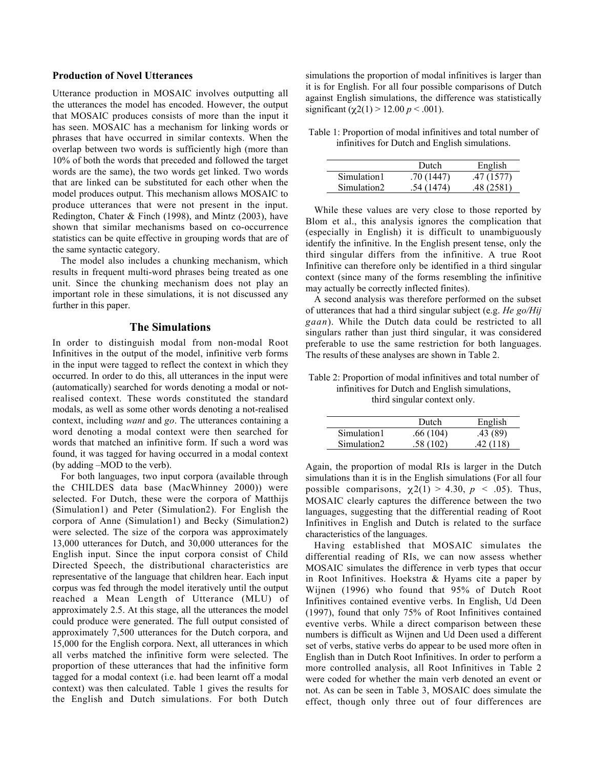### Production of Novel Utterances

Utterance production in MOSAIC involves outputting all the utterances the model has encoded. However, the output that MOSAIC produces consists of more than the input it has seen. MOSAIC has a mechanism for linking words or phrases that have occurred in similar contexts. When the overlap between two words is sufficiently high (more than 10% of both the words that preceded and followed the target words are the same), the two words get linked. Two words that are linked can be substituted for each other when the model produces output. This mechanism allows MOSAIC to produce utterances that were not present in the input. Redington, Chater & Finch (1998), and Mintz (2003), have shown that similar mechanisms based on co-occurrence statistics can be quite effective in grouping words that are of the same syntactic category.

The model also includes a chunking mechanism, which results in frequent multi-word phrases being treated as one unit. Since the chunking mechanism does not play an important role in these simulations, it is not discussed any further in this paper.

## The Simulations

In order to distinguish modal from non-modal Root Infinitives in the output of the model, infinitive verb forms in the input were tagged to reflect the context in which they occurred. In order to do this, all utterances in the input were (automatically) searched for words denoting a modal or not-realised context. These words constituted the standard modals, as well as some other words denoting a not-realised context, including *want* and *go*. The utterances containing a word denoting a modal context were then searched for words that matched an infinitive form. If such a word was found, it was tagged for having occurred in a modal context (by adding –MOD to the verb).

For both languages, two input corpora (available through the CHILDES data base (MacWhinney 2000)) were selected. For Dutch, these were the corpora of Matthijs (Simulation1) and Peter (Simulation2). For English the corpora of Anne (Simulation1) and Becky (Simulation2) were selected. The size of the corpora was approximately 13,000 utterances for Dutch, and 30,000 utterances for the English input. Since the input corpora consist of Child Directed Speech, the distributional characteristics are representative of the language that children hear. Each input corpus was fed through the model iteratively until the output reached a Mean Length of Utterance (MLU) of approximately 2.5. At this stage, all the utterances the model could produce were generated. The full output consisted of approximately 7,500 utterances for the Dutch corpora, and 15,000 for the English corpora. Next, all utterances in which all verbs matched the infinitive form were selected. The proportion of these utterances that had the infinitive form tagged for a modal context (i.e. had been learnt off a modal context) was then calculated. Table 1 gives the results for the English and Dutch simulations. For both Dutch simulations the proportion of modal infinitives is larger than it is for English. For all four possible comparisons of Dutch against English simulations, the difference was statistically significant ($\chi 2(1) > 12.00$ $p < .001$).

Table 1: Proportion of modal infinitives and total number of infinitives for Dutch and English simulations.

| | Dutch | English |
|---|---|---|
| Simulation1 | .70 (1447) | .47 (1577) |
| Simulation2 | .54 (1474) | .48 (2581) |

While these values are very close to those reported by Blom et al., this analysis ignores the complication that (especially in English) it is difficult to unambiguously identify the infinitive. In the English present tense, only the third singular differs from the infinitive. A true Root Infinitive can therefore only be identified in a third singular context (since many of the forms resembling the infinitive may actually be correctly inflected finites).

A second analysis was therefore performed on the subset of utterances that had a third singular subject (e.g. *He go/Hij gaan*). While the Dutch data could be restricted to all singulars rather than just third singular, it was considered preferable to use the same restriction for both languages. The results of these analyses are shown in Table 2.

Table 2: Proportion of modal infinitives and total number of infinitives for Dutch and English simulations, third singular context only.

| | Dutch | English |
|---|---|---|
| Simulation1 | .66 (104) | .43 (89) |
| Simulation2 | .58 (102) | .42 (118) |

Again, the proportion of modal RIs is larger in the Dutch simulations than it is in the English simulations (For all four possible comparisons, $\chi 2(1) > 4.30$, $p < .05$). Thus, MOSAIC clearly captures the difference between the two languages, suggesting that the differential reading of Root Infinitives in English and Dutch is related to the surface characteristics of the languages.

Having established that MOSAIC simulates the differential reading of RIs, we can now assess whether MOSAIC simulates the difference in verb types that occur in Root Infinitives. Hoekstra & Hyams cite a paper by Wijnen (1996) who found that 95% of Dutch Root Infinitives contained eventive verbs. In English, Ud Deen (1997), found that only 75% of Root Infinitives contained eventive verbs. While a direct comparison between these numbers is difficult as Wijnen and Ud Deen used a different set of verbs, stative verbs do appear to be used more often in English than in Dutch Root Infinitives. In order to perform a more controlled analysis, all Root Infinitives in Table 2 were coded for whether the main verb denoted an event or not. As can be seen in Table 3, MOSAIC does simulate the effect, though only three out of four differences are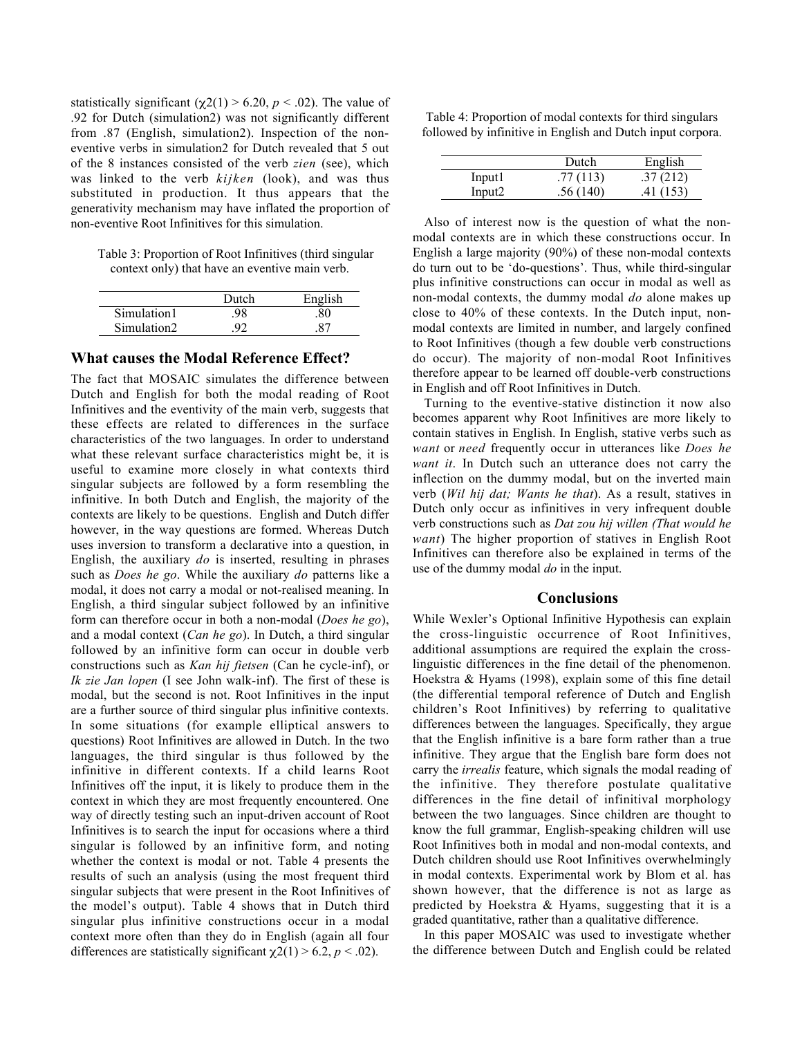statistically significant ($\chi 2(1) > 6.20$, $p < .02$). The value of .92 for Dutch (simulation2) was not significantly different from .87 (English, simulation2). Inspection of the non-eventive verbs in simulation2 for Dutch revealed that 5 out of the 8 instances consisted of the verb *zien* (see), which was linked to the verb *kijken* (look), and was thus substituted in production. It thus appears that the generativity mechanism may have inflated the proportion of non-eventive Root Infinitives for this simulation.

Table 3: Proportion of Root Infinitives (third singular context only) that have an eventive main verb.

| | Dutch | English |
|---|---|---|
| Simulation1 | .98 | .80 |
| Simulation2 | .92 | .87 |

## What causes the Modal Reference Effect?

The fact that MOSAIC simulates the difference between Dutch and English for both the modal reading of Root Infinitives and the eventivity of the main verb, suggests that these effects are related to differences in the surface characteristics of the two languages. In order to understand what these relevant surface characteristics might be, it is useful to examine more closely in what contexts third singular subjects are followed by a form resembling the infinitive. In both Dutch and English, the majority of the contexts are likely to be questions. English and Dutch differ however, in the way questions are formed. Whereas Dutch uses inversion to transform a declarative into a question, in English, the auxiliary *do* is inserted, resulting in phrases such as *Does he go*. While the auxiliary *do* patterns like a modal, it does not carry a modal or not-realised meaning. In English, a third singular subject followed by an infinitive form can therefore occur in both a non-modal (*Does he go*), and a modal context (*Can he go*). In Dutch, a third singular followed by an infinitive form can occur in double verb constructions such as *Kan hij fietsen* (Can he cycle-inf), or *Ik zie Jan lopen* (I see John walk-inf). The first of these is modal, but the second is not. Root Infinitives in the input are a further source of third singular plus infinitive contexts. In some situations (for example elliptical answers to questions) Root Infinitives are allowed in Dutch. In the two languages, the third singular is thus followed by the infinitive in different contexts. If a child learns Root Infinitives off the input, it is likely to produce them in the context in which they are most frequently encountered. One way of directly testing such an input-driven account of Root Infinitives is to search the input for occasions where a third singular is followed by an infinitive form, and noting whether the context is modal or not. Table 4 presents the results of such an analysis (using the most frequent third singular subjects that were present in the Root Infinitives of the model's output). Table 4 shows that in Dutch third singular plus infinitive constructions occur in a modal context more often than they do in English (again all four differences are statistically significant $\chi 2(1) > 6.2$, $p < .02$).

Table 4: Proportion of modal contexts for third singulars followed by infinitive in English and Dutch input corpora.

| | Dutch | English |
|---|---|---|
| Input1 | .77 (113) | .37 (212) |
| Input2 | .56 (140) | .41 (153) |

Also of interest now is the question of what the non-modal contexts are in which these constructions occur. In English a large majority (90%) of these non-modal contexts do turn out to be 'do-questions'. Thus, while third-singular plus infinitive constructions can occur in modal as well as non-modal contexts, the dummy modal *do* alone makes up close to 40% of these contexts. In the Dutch input, non-modal contexts are limited in number, and largely confined to Root Infinitives (though a few double verb constructions do occur). The majority of non-modal Root Infinitives therefore appear to be learned off double-verb constructions in English and off Root Infinitives in Dutch.

Turning to the eventive-stative distinction it now also becomes apparent why Root Infinitives are more likely to contain statives in English. In English, stative verbs such as *want* or *need* frequently occur in utterances like *Does he want it*. In Dutch such an utterance does not carry the inflection on the dummy modal, but on the inverted main verb (*Wil hij dat; Wants he that*). As a result, statives in Dutch only occur as infinitives in very infrequent double verb constructions such as *Dat zou hij willen (That would he want*) The higher proportion of statives in English Root Infinitives can therefore also be explained in terms of the use of the dummy modal *do* in the input.

## Conclusions

While Wexler's Optional Infinitive Hypothesis can explain the cross-linguistic occurrence of Root Infinitives, additional assumptions are required the explain the cross-linguistic differences in the fine detail of the phenomenon. Hoekstra & Hyams (1998), explain some of this fine detail (the differential temporal reference of Dutch and English children's Root Infinitives) by referring to qualitative differences between the languages. Specifically, they argue that the English infinitive is a bare form rather than a true infinitive. They argue that the English bare form does not carry the *irrealis* feature, which signals the modal reading of the infinitive. They therefore postulate qualitative differences in the fine detail of infinitival morphology between the two languages. Since children are thought to know the full grammar, English-speaking children will use Root Infinitives both in modal and non-modal contexts, and Dutch children should use Root Infinitives overwhelmingly in modal contexts. Experimental work by Blom et al. has shown however, that the difference is not as large as predicted by Hoekstra & Hyams, suggesting that it is a graded quantitative, rather than a qualitative difference.

In this paper MOSAIC was used to investigate whether the difference between Dutch and English could be related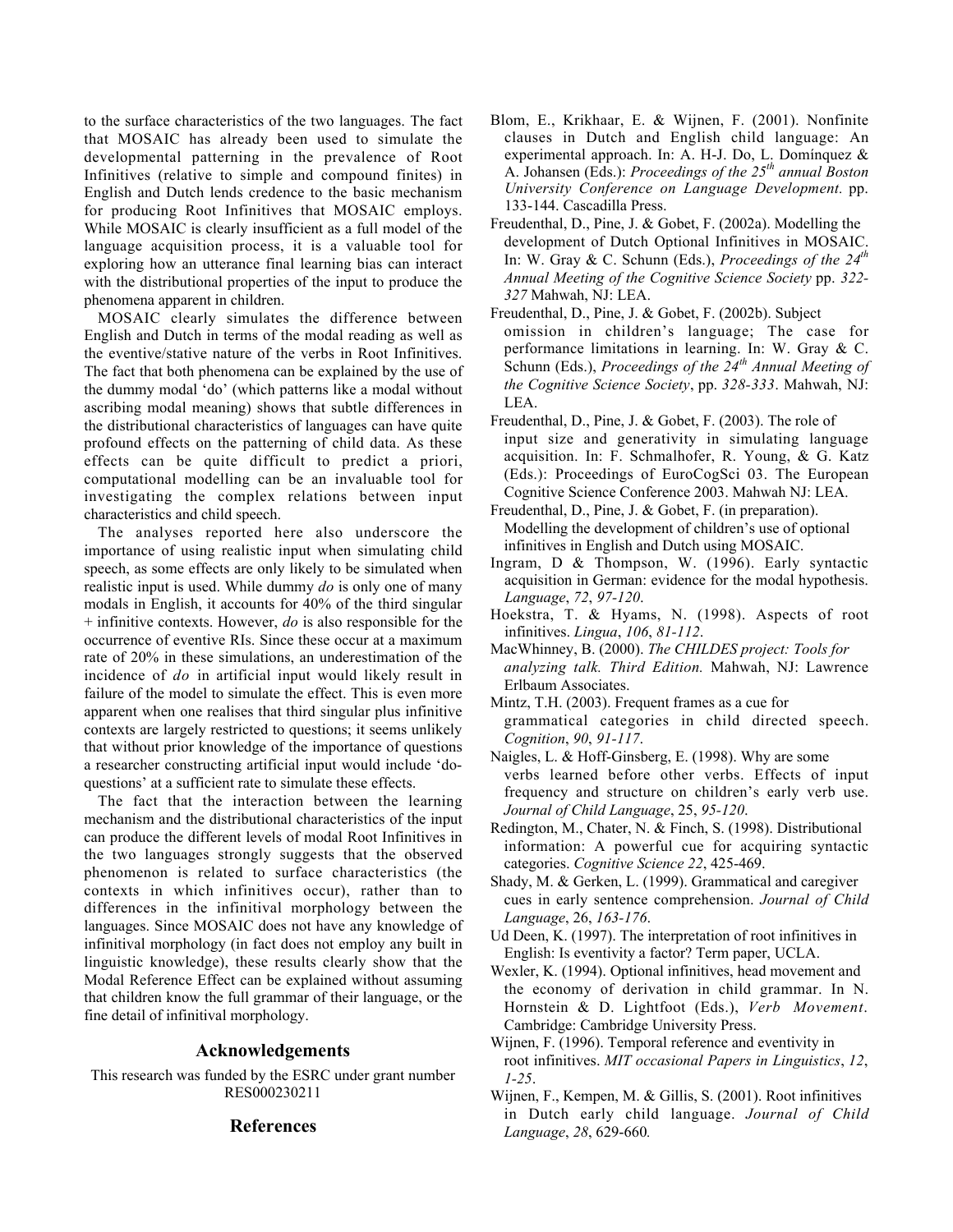to the surface characteristics of the two languages. The fact that MOSAIC has already been used to simulate the developmental patterning in the prevalence of Root Infinitives (relative to simple and compound finites) in English and Dutch lends credence to the basic mechanism for producing Root Infinitives that MOSAIC employs. While MOSAIC is clearly insufficient as a full model of the language acquisition process, it is a valuable tool for exploring how an utterance final learning bias can interact with the distributional properties of the input to produce the phenomena apparent in children.

MOSAIC clearly simulates the difference between English and Dutch in terms of the modal reading as well as the eventive/stative nature of the verbs in Root Infinitives. The fact that both phenomena can be explained by the use of the dummy modal 'do' (which patterns like a modal without ascribing modal meaning) shows that subtle differences in the distributional characteristics of languages can have quite profound effects on the patterning of child data. As these effects can be quite difficult to predict a priori, computational modelling can be an invaluable tool for investigating the complex relations between input characteristics and child speech.

The analyses reported here also underscore the importance of using realistic input when simulating child speech, as some effects are only likely to be simulated when realistic input is used. While dummy *do* is only one of many modals in English, it accounts for 40% of the third singular + infinitive contexts. However, *do* is also responsible for the occurrence of eventive RIs. Since these occur at a maximum rate of 20% in these simulations, an underestimation of the incidence of *do* in artificial input would likely result in failure of the model to simulate the effect. This is even more apparent when one realises that third singular plus infinitive contexts are largely restricted to questions; it seems unlikely that without prior knowledge of the importance of questions a researcher constructing artificial input would include 'do-questions' at a sufficient rate to simulate these effects.

The fact that the interaction between the learning mechanism and the distributional characteristics of the input can produce the different levels of modal Root Infinitives in the two languages strongly suggests that the observed phenomenon is related to surface characteristics (the contexts in which infinitives occur), rather than to differences in the infinitival morphology between the languages. Since MOSAIC does not have any knowledge of infinitival morphology (in fact does not employ any built in linguistic knowledge), these results clearly show that the Modal Reference Effect can be explained without assuming that children know the full grammar of their language, or the fine detail of infinitival morphology.

## Acknowledgements

This research was funded by the ESRC under grant number RES000230211

## References

Blom, E., Krikhaar, E. & Wijnen, F. (2001). Nonfinite clauses in Dutch and English child language: An experimental approach. In: A. H-J. Do, L. Domínquez & A. Johansen (Eds.): *Proceedings of the 25th annual Boston University Conference on Language Development*. pp. 133-144. Cascadilla Press.

Freudenthal, D., Pine, J. & Gobet, F. (2002a). Modelling the development of Dutch Optional Infinitives in MOSAIC. In: W. Gray & C. Schunn (Eds.), *Proceedings of the 24th Annual Meeting of the Cognitive Science Society* pp. *322-327* Mahwah, NJ: LEA.

Freudenthal, D., Pine, J. & Gobet, F. (2002b). Subject omission in children's language; The case for performance limitations in learning. In: W. Gray & C. Schunn (Eds.), *Proceedings of the 24th Annual Meeting of the Cognitive Science Society*, pp. *328-333*. Mahwah, NJ: LEA.

Freudenthal, D., Pine, J. & Gobet, F. (2003). The role of input size and generativity in simulating language acquisition. In: F. Schmalhofer, R. Young, & G. Katz (Eds.): Proceedings of EuroCogSci 03. The European Cognitive Science Conference 2003. Mahwah NJ: LEA.

Freudenthal, D., Pine, J. & Gobet, F. (in preparation). Modelling the development of children's use of optional infinitives in English and Dutch using MOSAIC.

Ingram, D & Thompson, W. (1996). Early syntactic acquisition in German: evidence for the modal hypothesis. *Language*, *72*, *97-120*.

Hoekstra, T. & Hyams, N. (1998). Aspects of root infinitives. *Lingua*, *106*, *81-112*.

MacWhinney, B. (2000). *The CHILDES project: Tools for analyzing talk. Third Edition.* Mahwah, NJ: Lawrence Erlbaum Associates.

Mintz, T.H. (2003). Frequent frames as a cue for grammatical categories in child directed speech. *Cognition*, *90*, *91-117*.

Naigles, L. & Hoff-Ginsberg, E. (1998). Why are some verbs learned before other verbs. Effects of input frequency and structure on children's early verb use. *Journal of Child Language*, 25, *95-120*.

Redington, M., Chater, N. & Finch, S. (1998). Distributional information: A powerful cue for acquiring syntactic categories. *Cognitive Science 22*, 425-469.

Shady, M. & Gerken, L. (1999). Grammatical and caregiver cues in early sentence comprehension. *Journal of Child Language*, 26, *163-176*.

Ud Deen, K. (1997). The interpretation of root infinitives in English: Is eventivity a factor? Term paper, UCLA.

Wexler, K. (1994). Optional infinitives, head movement and the economy of derivation in child grammar. In N. Hornstein & D. Lightfoot (Eds.), *Verb Movement*. Cambridge: Cambridge University Press.

Wijnen, F. (1996). Temporal reference and eventivity in root infinitives. *MIT occasional Papers in Linguistics*, *12*, *1-25*.

Wijnen, F., Kempen, M. & Gillis, S. (2001). Root infinitives in Dutch early child language. *Journal of Child Language*, *28*, 629-660*.*